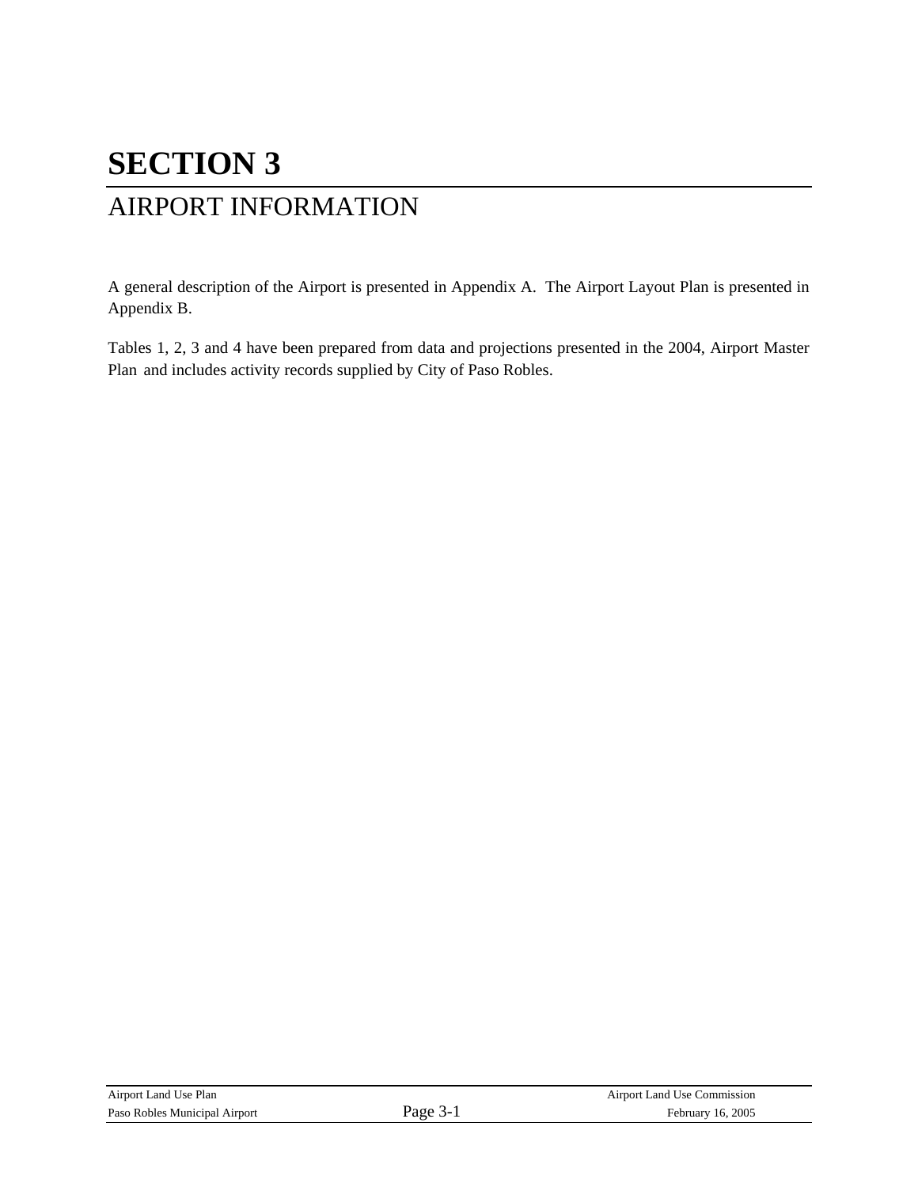# SECTION 3

## AIRPORT INFORMATION

A general description of the Airport is presented in Appendix A. The Airport Layout Plan is presented in Appendix B.

Tables 1, 2, 3 and 4 have been prepared from data and projections presented in the 2004, Airport Master Plan and includes activity records supplied by City of Paso Robles.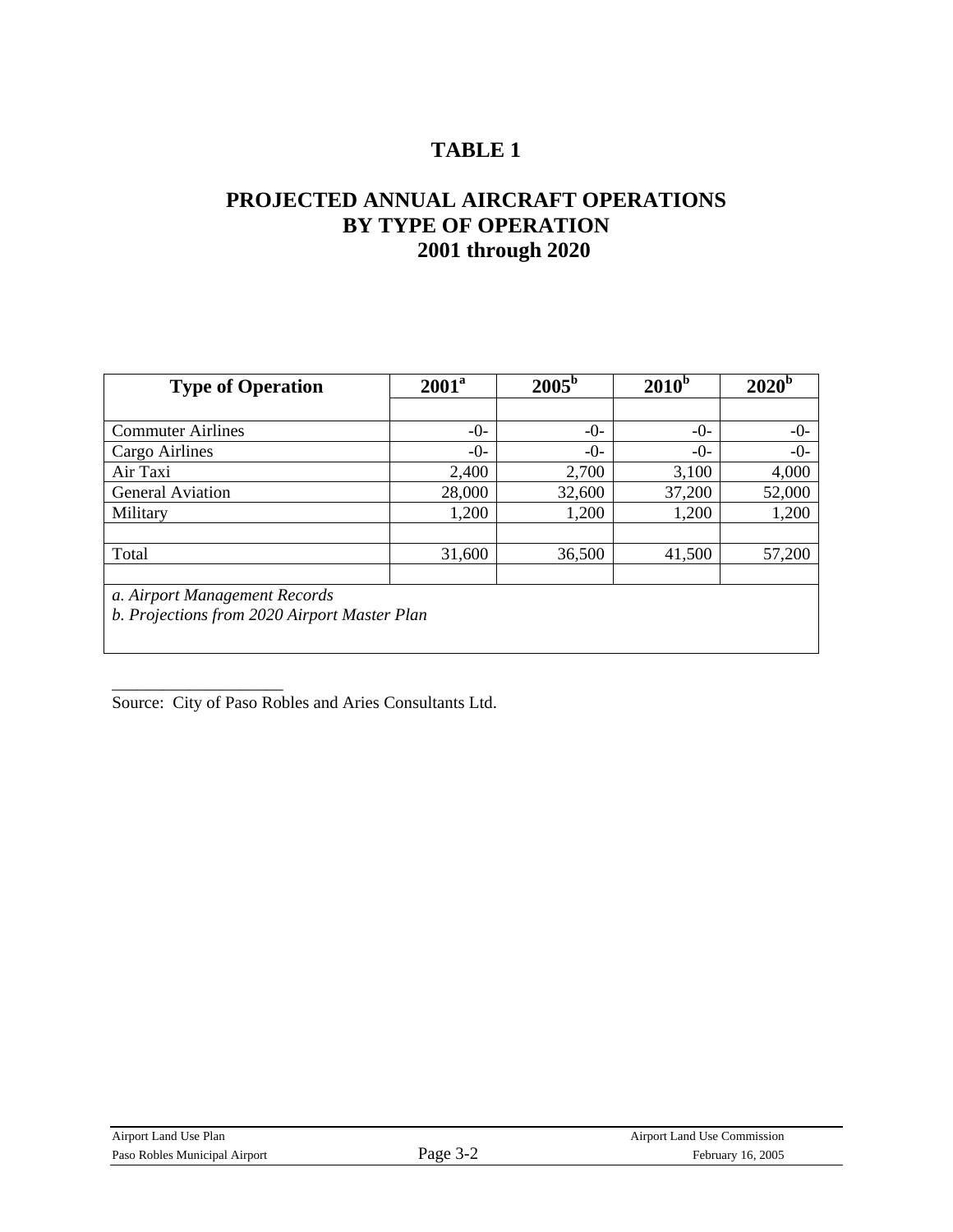# TABLE 1

## PROJECTED ANNUAL AIRCRAFT OPERATIONS BY TYPE OF OPERATION 2001 through 2020

| Type of Operation | 2001[a] | 2005[b] | 2010[b] | 2020[b] |
|---|---|---|---|---|
| Commuter Airlines | -0- | -0- | -0- | -0- |
| Cargo Airlines | -0- | -0- | -0- | -0- |
| Air Taxi | 2,400 | 2,700 | 3,100 | 4,000 |
| General Aviation | 28,000 | 32,600 | 37,200 | 52,000 |
| Military | 1,200 | 1,200 | 1,200 | 1,200 |
| | | | | |
| Total | 31,600 | 36,500 | 41,500 | 57,200 |

*a. Airport Management Records*
*b. Projections from 2020 Airport Master Plan*

Source: City of Paso Robles and Aries Consultants Ltd.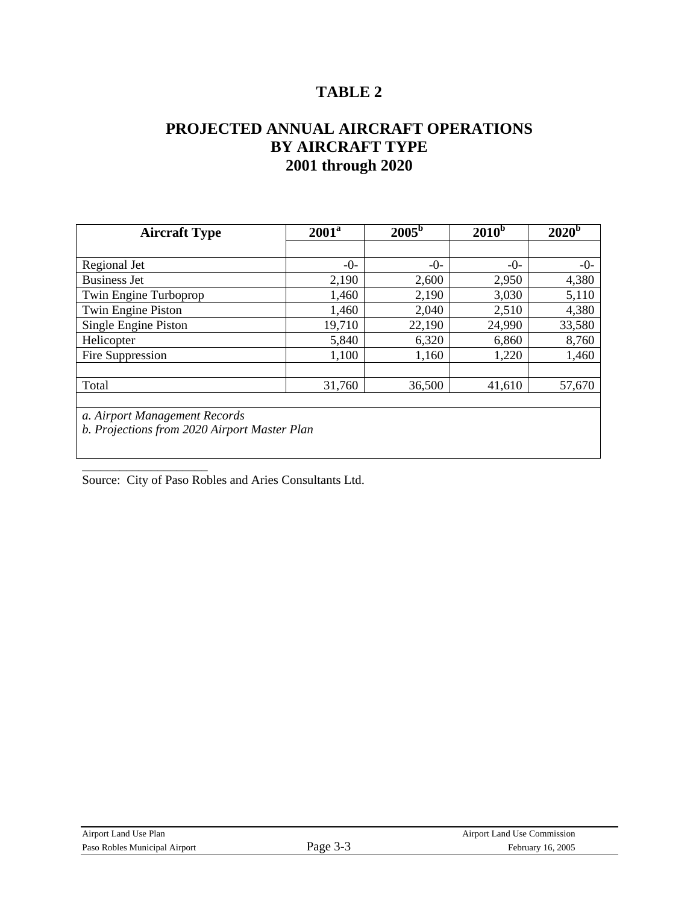# TABLE 2

## PROJECTED ANNUAL AIRCRAFT OPERATIONS BY AIRCRAFT TYPE 2001 through 2020

| Aircraft Type | 2001[a] | 2005[b] | 2010[b] | 2020[b] |
|---|---|---|---|---|
| Regional Jet | -0- | -0- | -0- | -0- |
| Business Jet | 2,190 | 2,600 | 2,950 | 4,380 |
| Twin Engine Turboprop | 1,460 | 2,190 | 3,030 | 5,110 |
| Twin Engine Piston | 1,460 | 2,040 | 2,510 | 4,380 |
| Single Engine Piston | 19,710 | 22,190 | 24,990 | 33,580 |
| Helicopter | 5,840 | 6,320 | 6,860 | 8,760 |
| Fire Suppression | 1,100 | 1,160 | 1,220 | 1,460 |
| Total | 31,760 | 36,500 | 41,610 | 57,670 |

*a. Airport Management Records*
*b. Projections from 2020 Airport Master Plan*

Source: City of Paso Robles and Aries Consultants Ltd.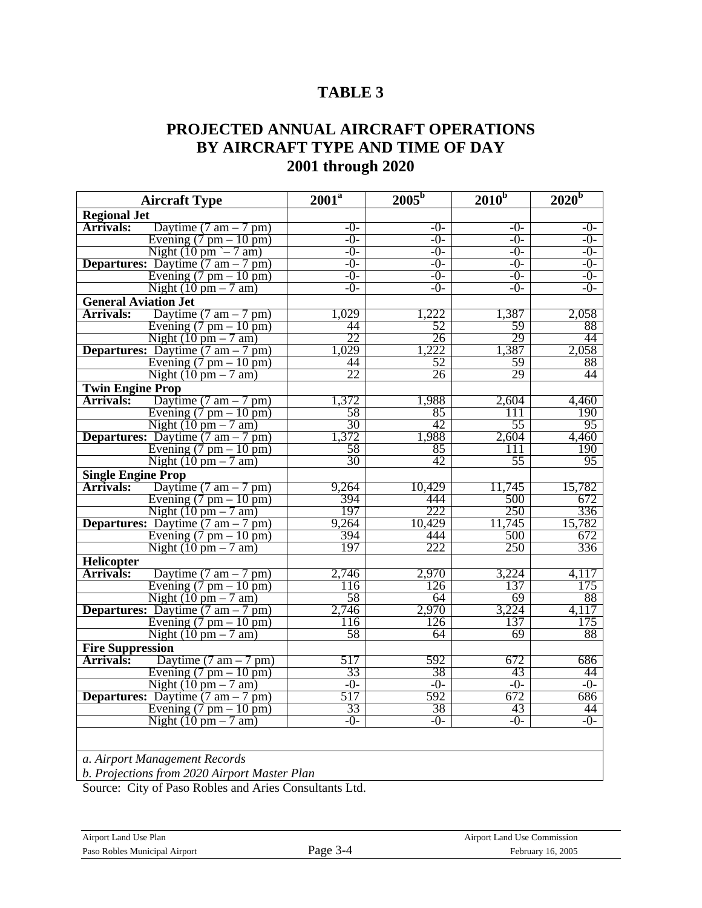# TABLE 3

## PROJECTED ANNUAL AIRCRAFT OPERATIONS BY AIRCRAFT TYPE AND TIME OF DAY 2001 through 2020

| Aircraft Type | 2001[a] | 2005[b] | 2010[b] | 2020[b] |
|---|---|---|---|---|
| **Regional Jet** | | | | |
| **Arrivals:** Daytime (7 am – 7 pm) | -0- | -0- | -0- | -0- |
| Evening (7 pm – 10 pm) | -0- | -0- | -0- | -0- |
| Night (10 pm `– 7 am) | -0- | -0- | -0- | -0- |
| **Departures:** Daytime (7 am – 7 pm) | -0- | -0- | -0- | -0- |
| Evening (7 pm – 10 pm) | -0- | -0- | -0- | -0- |
| Night (10 pm – 7 am) | -0- | -0- | -0- | -0- |
| **General Aviation Jet** | | | | |
| **Arrivals:** Daytime (7 am – 7 pm) | 1,029 | 1,222 | 1,387 | 2,058 |
| Evening (7 pm – 10 pm) | 44 | 52 | 59 | 88 |
| Night (10 pm – 7 am) | 22 | 26 | 29 | 44 |
| **Departures:** Daytime (7 am – 7 pm) | 1,029 | 1,222 | 1,387 | 2,058 |
| Evening (7 pm – 10 pm) | 44 | 52 | 59 | 88 |
| Night (10 pm – 7 am) | 22 | 26 | 29 | 44 |
| **Twin Engine Prop** | | | | |
| **Arrivals:** Daytime (7 am – 7 pm) | 1,372 | 1,988 | 2,604 | 4,460 |
| Evening (7 pm – 10 pm) | 58 | 85 | 111 | 190 |
| Night (10 pm – 7 am) | 30 | 42 | 55 | 95 |
| **Departures:** Daytime (7 am – 7 pm) | 1,372 | 1,988 | 2,604 | 4,460 |
| Evening (7 pm – 10 pm) | 58 | 85 | 111 | 190 |
| Night (10 pm – 7 am) | 30 | 42 | 55 | 95 |
| **Single Engine Prop** | | | | |
| **Arrivals:** Daytime (7 am – 7 pm) | 9,264 | 10,429 | 11,745 | 15,782 |
| Evening (7 pm – 10 pm) | 394 | 444 | 500 | 672 |
| Night (10 pm – 7 am) | 197 | 222 | 250 | 336 |
| **Departures:** Daytime (7 am – 7 pm) | 9,264 | 10,429 | 11,745 | 15,782 |
| Evening (7 pm – 10 pm) | 394 | 444 | 500 | 672 |
| Night (10 pm – 7 am) | 197 | 222 | 250 | 336 |
| **Helicopter** | | | | |
| **Arrivals:** Daytime (7 am – 7 pm) | 2,746 | 2,970 | 3,224 | 4,117 |
| Evening (7 pm – 10 pm) | 116 | 126 | 137 | 175 |
| Night (10 pm – 7 am) | 58 | 64 | 69 | 88 |
| **Departures:** Daytime (7 am – 7 pm) | 2,746 | 2,970 | 3,224 | 4,117 |
| Evening (7 pm – 10 pm) | 116 | 126 | 137 | 175 |
| Night (10 pm – 7 am) | 58 | 64 | 69 | 88 |
| **Fire Suppression** | | | | |
| **Arrivals:** Daytime (7 am – 7 pm) | 517 | 592 | 672 | 686 |
| Evening (7 pm – 10 pm) | 33 | 38 | 43 | 44 |
| Night (10 pm – 7 am) | -0- | -0- | -0- | -0- |
| **Departures:** Daytime (7 am – 7 pm) | 517 | 592 | 672 | 686 |
| Evening (7 pm – 10 pm) | 33 | 38 | 43 | 44 |
| Night (10 pm – 7 am) | -0- | -0- | -0- | -0- |

*a. Airport Management Records*
*b. Projections from 2020 Airport Master Plan*

Source: City of Paso Robles and Aries Consultants Ltd.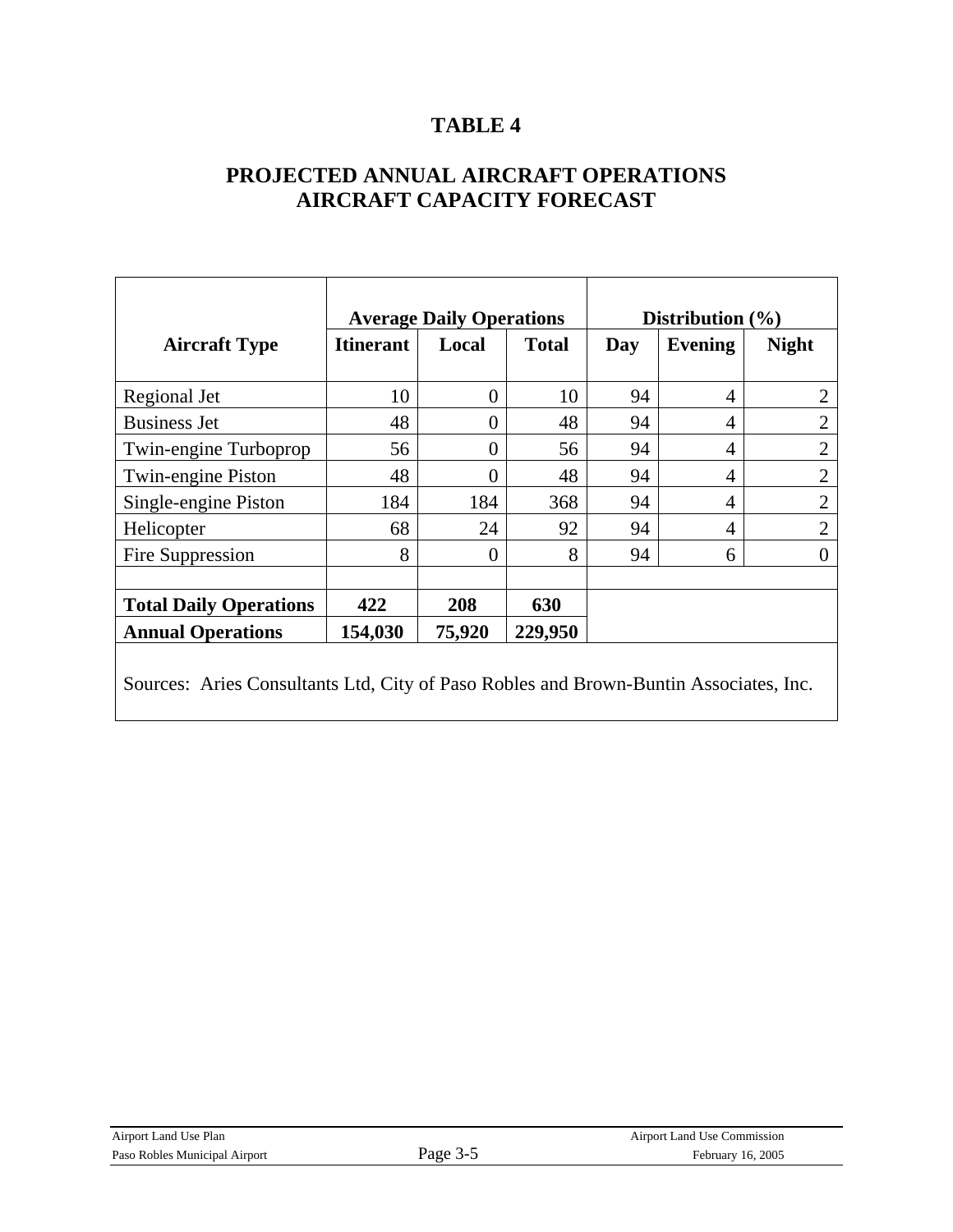# TABLE 4

## PROJECTED ANNUAL AIRCRAFT OPERATIONS AIRCRAFT CAPACITY FORECAST

| Aircraft Type | Average Daily Operations | | | Distribution (%) | | |
|---|---|---|---|---|---|---|
| | Itinerant | Local | Total | Day | Evening | Night |
| Regional Jet | 10 | 0 | 10 | 94 | 4 | 2 |
| Business Jet | 48 | 0 | 48 | 94 | 4 | 2 |
| Twin-engine Turboprop | 56 | 0 | 56 | 94 | 4 | 2 |
| Twin-engine Piston | 48 | 0 | 48 | 94 | 4 | 2 |
| Single-engine Piston | 184 | 184 | 368 | 94 | 4 | 2 |
| Helicopter | 68 | 24 | 92 | 94 | 4 | 2 |
| Fire Suppression | 8 | 0 | 8 | 94 | 6 | 0 |
| | | | | | | |
| **Total Daily Operations** | **422** | **208** | **630** | | | |
| **Annual Operations** | **154,030** | **75,920** | **229,950** | | | |

Sources: Aries Consultants Ltd, City of Paso Robles and Brown-Buntin Associates, Inc.